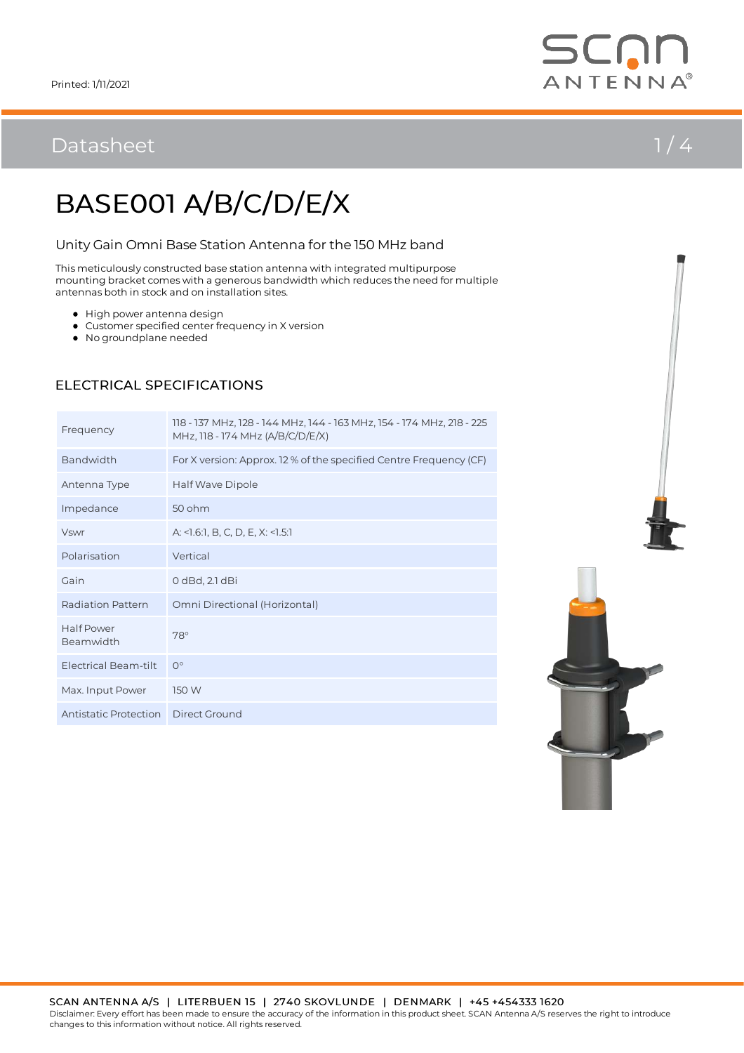Printed: 1/11/2021

## Datasheet

# BASE001 A/B/C/D/E/X

### Unity Gain Omni Base Station Antenna for the 150 MHz band

This meticulously constructed base station antenna with integrated multipurpose mounting bracket comes with a generous bandwidth which reduces the need for multiple antennas both in stock and on installation sites.

- High power antenna design
- Customer specified center frequency in X version
- No groundplane needed

## ELECTRICAL SPECIFICATIONS

| | |
|---|---|
| Frequency | 118 - 137 MHz, 128 - 144 MHz, 144 - 163 MHz, 154 - 174 MHz, 218 - 225 MHz, 118 - 174 MHz (A/B/C/D/E/X) |
| Bandwidth | For X version: Approx. 12 % of the specified Centre Frequency (CF) |
| Antenna Type | Half Wave Dipole |
| Impedance | 50 ohm |
| Vswr | A: <1.6:1, B, C, D, E, X: <1.5:1 |
| Polarisation | Vertical |
| Gain | 0 dBd, 2.1 dBi |
| Radiation Pattern | Omni Directional (Horizontal) |
| Half Power Beamwidth | 78° |
| Electrical Beam-tilt | 0° |
| Max. Input Power | 150 W |
| Antistatic Protection | Direct Ground |

SCAN ANTENNA A/S | LITERBUEN 15 | 2740 SKOVLUNDE | DENMARK | +45 +454333 1620
Disclaimer: Every effort has been made to ensure the accuracy of the information in this product sheet. SCAN Antenna A/S reserves the right to introduce changes to this information without notice. All rights reserved.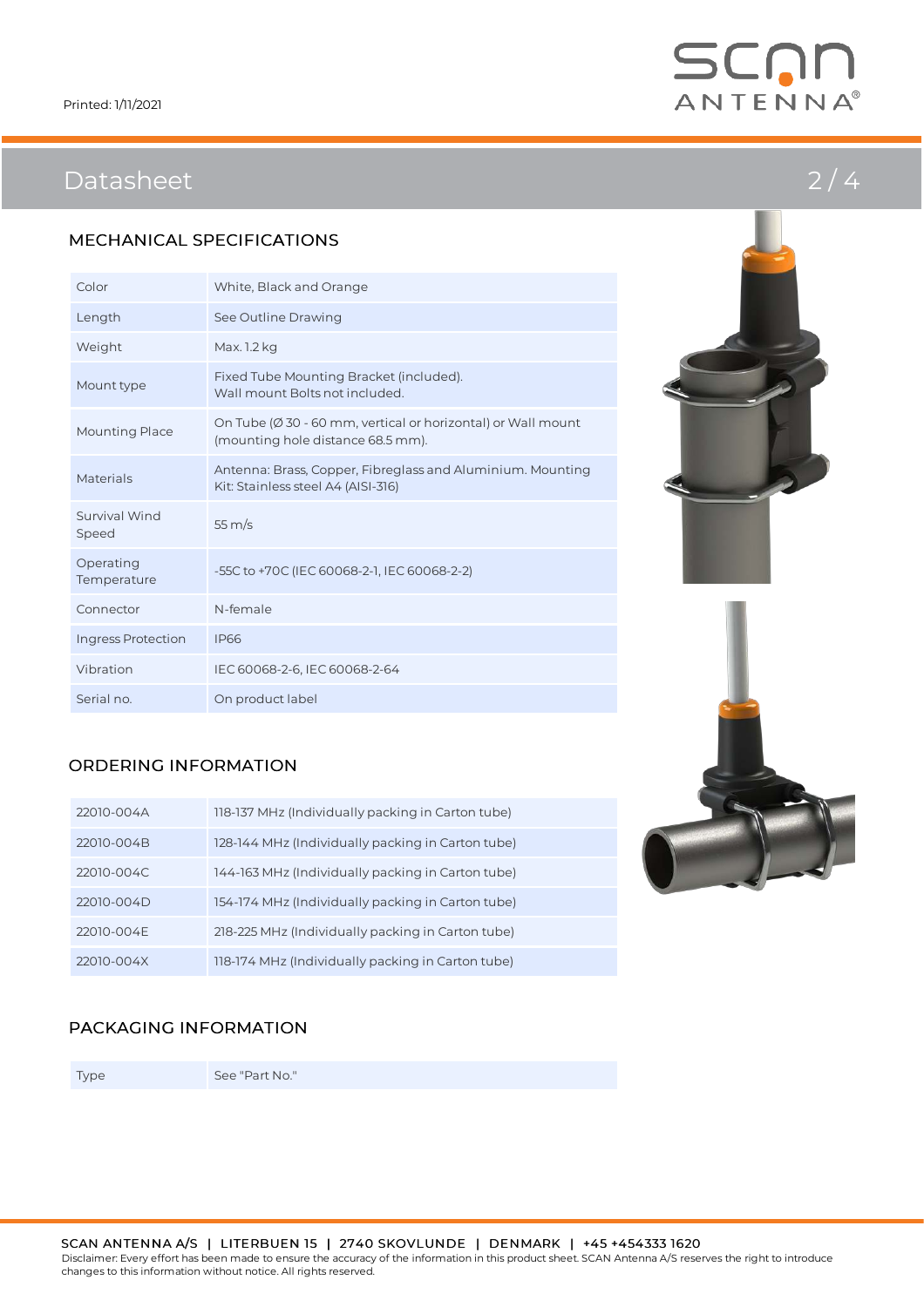Printed: 1/11/2021

# Datasheet

## MECHANICAL SPECIFICATIONS

| | |
|---|---|
| Color | White, Black and Orange |
| Length | See Outline Drawing |
| Weight | Max. 1.2 kg |
| Mount type | Fixed Tube Mounting Bracket (included). Wall mount Bolts not included. |
| Mounting Place | On Tube (Ø 30 - 60 mm, vertical or horizontal) or Wall mount (mounting hole distance 68.5 mm). |
| Materials | Antenna: Brass, Copper, Fibreglass and Aluminium. Mounting Kit: Stainless steel A4 (AISI-316) |
| Survival Wind Speed | 55 m/s |
| Operating Temperature | -55C to +70C (IEC 60068-2-1, IEC 60068-2-2) |
| Connector | N-female |
| Ingress Protection | IP66 |
| Vibration | IEC 60068-2-6, IEC 60068-2-64 |
| Serial no. | On product label |

## ORDERING INFORMATION

| | |
|---|---|
| 22010-004A | 118-137 MHz (Individually packing in Carton tube) |
| 22010-004B | 128-144 MHz (Individually packing in Carton tube) |
| 22010-004C | 144-163 MHz (Individually packing in Carton tube) |
| 22010-004D | 154-174 MHz (Individually packing in Carton tube) |
| 22010-004E | 218-225 MHz (Individually packing in Carton tube) |
| 22010-004X | 118-174 MHz (Individually packing in Carton tube) |

## PACKAGING INFORMATION

| | |
|---|---|
| Type | See "Part No." |

SCAN ANTENNA A/S | LITERBUEN 15 | 2740 SKOVLUNDE | DENMARK | +45 +454333 1620

Disclaimer: Every effort has been made to ensure the accuracy of the information in this product sheet. SCAN Antenna A/S reserves the right to introduce changes to this information without notice. All rights reserved.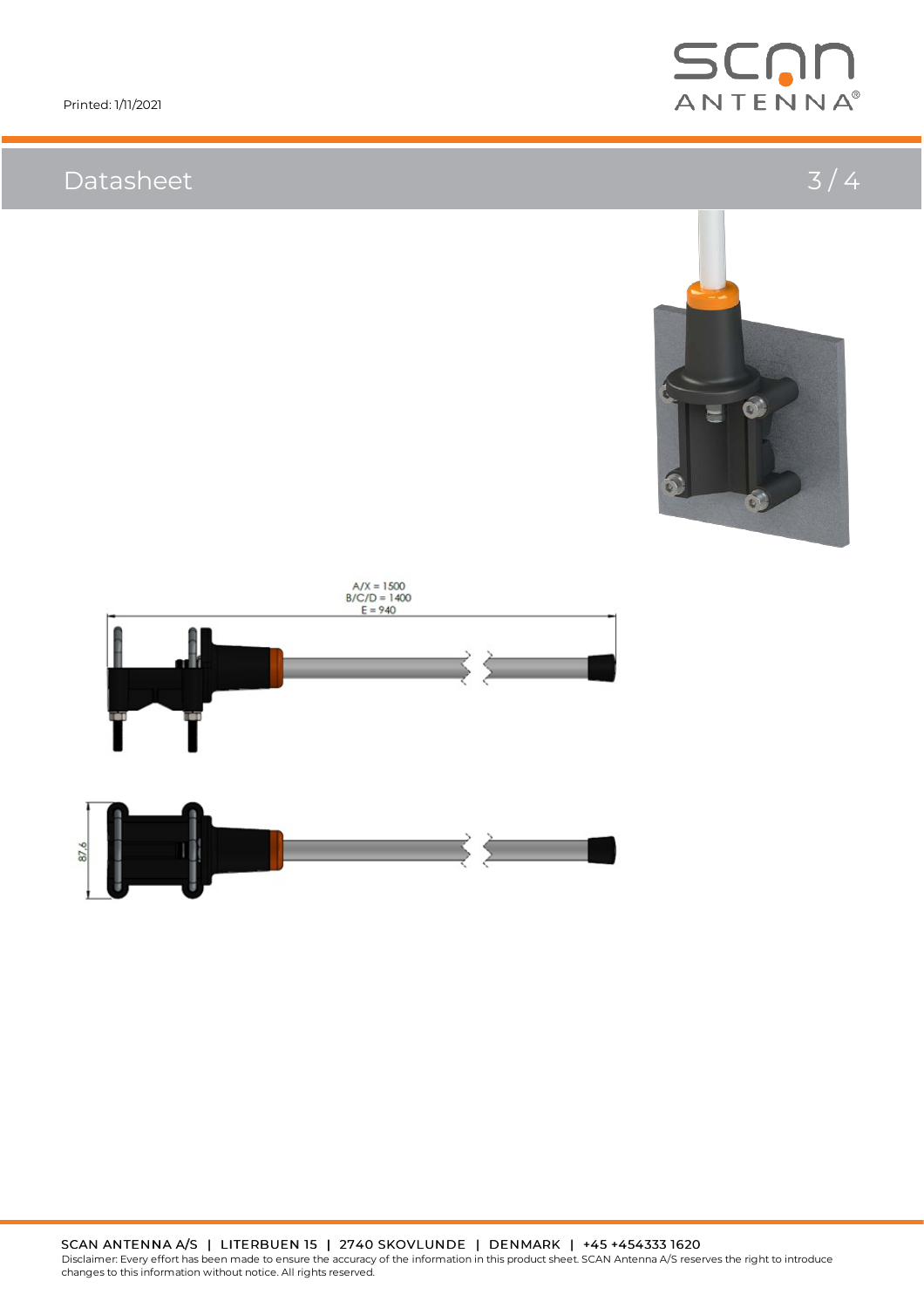Printed: 1/11/2021

# Datasheet

A/X = 1500
B/C/D = 1400
E = 940

87.6

SCAN ANTENNA A/S | LITERBUEN 15 | 2740 SKOVLUNDE | DENMARK | +45 +454333 1620

Disclaimer: Every effort has been made to ensure the accuracy of the information in this product sheet. SCAN Antenna A/S reserves the right to introduce changes to this information without notice. All rights reserved.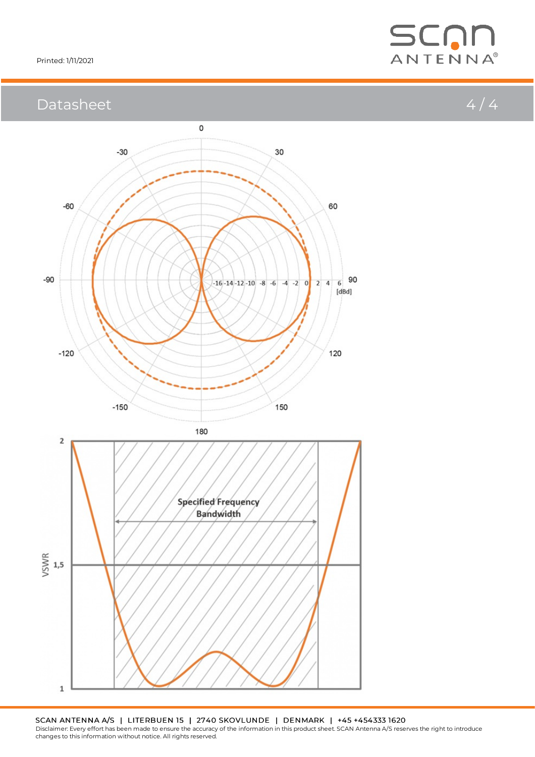Printed: 1/11/2021

# Datasheet

0

-30

30

-60

60

-90

-16 -14 -12 -10 -8 -6 -4 -2 0 2 4 6

90

[dBd]

-120

120

-150

150

180

2

Specified Frequency Bandwidth

VSWR

1,5

1

SCAN ANTENNA A/S | LITERBUEN 15 | 2740 SKOVLUNDE | DENMARK | +45 +454333 1620
Disclaimer: Every effort has been made to ensure the accuracy of the information in this product sheet. SCAN Antenna A/S reserves the right to introduce changes to this information without notice. All rights reserved.